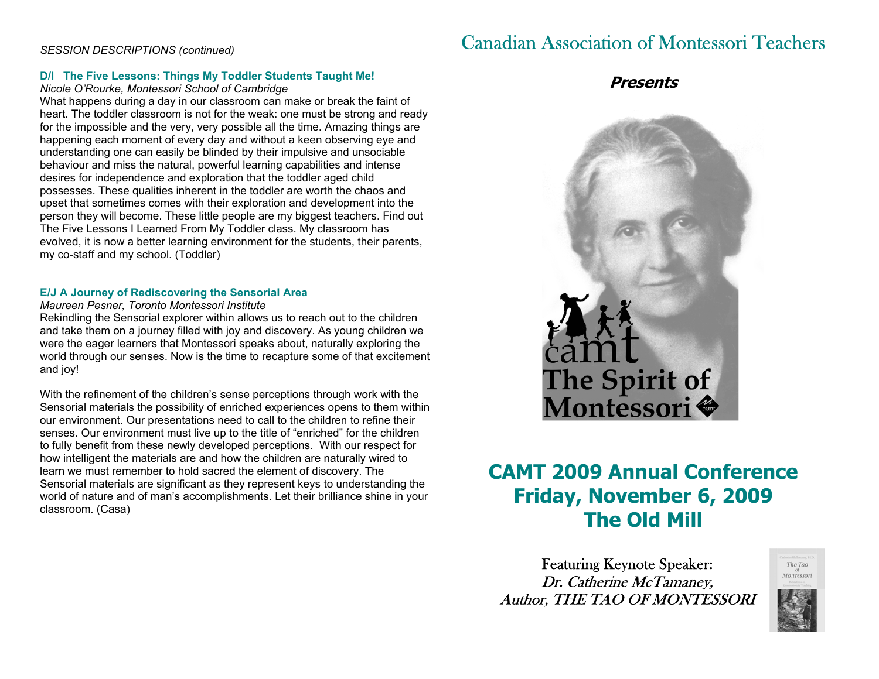*SESSION DESCRIPTIONS (continued)*

### D/I The Five Lessons: Things My Toddler Students Taught Me!

*Nicole O'Rourke, Montessori School of Cambridge*

What happens during a day in our classroom can make or break the faint of heart. The toddler classroom is not for the weak: one must be strong and ready for the impossible and the very, very possible all the time. Amazing things are happening each moment of every day and without a keen observing eye and understanding one can easily be blinded by their impulsive and unsociable behaviour and miss the natural, powerful learning capabilities and intense desires for independence and exploration that the toddler aged child possesses. These qualities inherent in the toddler are worth the chaos and upset that sometimes comes with their exploration and development into the person they will become. These little people are my biggest teachers. Find out The Five Lessons I Learned From My Toddler class. My classroom has evolved, it is now a better learning environment for the students, their parents, my co-staff and my school. (Toddler)

### E/J A Journey of Rediscovering the Sensorial Area

*Maureen Pesner, Toronto Montessori Institute*

Rekindling the Sensorial explorer within allows us to reach out to the children and take them on a journey filled with joy and discovery. As young children we were the eager learners that Montessori speaks about, naturally exploring the world through our senses. Now is the time to recapture some of that excitement and joy!

With the refinement of the children's sense perceptions through work with the Sensorial materials the possibility of enriched experiences opens to them within our environment. Our presentations need to call to the children to refine their senses. Our environment must live up to the title of "enriched" for the children to fully benefit from these newly developed perceptions. With our respect for how intelligent the materials are and how the children are naturally wired to learn we must remember to hold sacred the element of discovery. The Sensorial materials are significant as they represent keys to understanding the world of nature and of man's accomplishments. Let their brilliance shine in your classroom. (Casa)

# Canadian Association of Montessori Teachers

***Presents***

camt

**The Spirit of Montessori**

## CAMT 2009 Annual Conference
## Friday, November 6, 2009
## The Old Mill

Featuring Keynote Speaker:
*Dr. Catherine McTamaney,*
*Author, THE TAO OF MONTESSORI*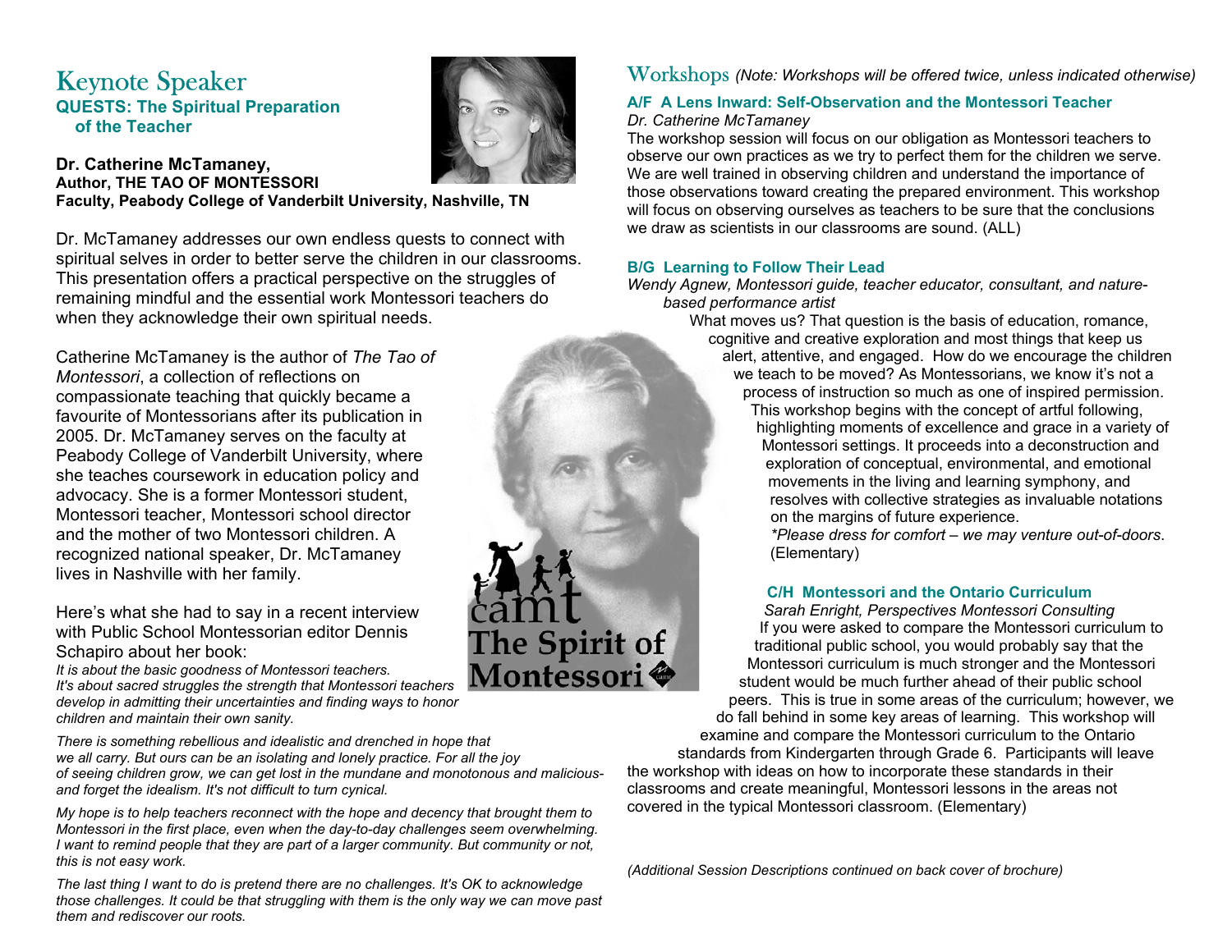# Keynote Speaker

**QUESTS: The Spiritual Preparation of the Teacher**

**Dr. Catherine McTamaney,**
**Author, THE TAO OF MONTESSORI**
**Faculty, Peabody College of Vanderbilt University, Nashville, TN**

Dr. McTamaney addresses our own endless quests to connect with spiritual selves in order to better serve the children in our classrooms. This presentation offers a practical perspective on the struggles of remaining mindful and the essential work Montessori teachers do when they acknowledge their own spiritual needs.

Catherine McTamaney is the author of *The Tao of Montessori*, a collection of reflections on compassionate teaching that quickly became a favourite of Montessorians after its publication in 2005. Dr. McTamaney serves on the faculty at Peabody College of Vanderbilt University, where she teaches coursework in education policy and advocacy. She is a former Montessori student, Montessori teacher, Montessori school director and the mother of two Montessori children. A recognized national speaker, Dr. McTamaney lives in Nashville with her family.

Here's what she had to say in a recent interview with Public School Montessorian editor Dennis Schapiro about her book:

*It is about the basic goodness of Montessori teachers. It's about sacred struggles the strength that Montessori teachers develop in admitting their uncertainties and finding ways to honor children and maintain their own sanity.*

*There is something rebellious and idealistic and drenched in hope that we all carry. But ours can be an isolating and lonely practice. For all the joy of seeing children grow, we can get lost in the mundane and monotonous and malicious-and forget the idealism. It's not difficult to turn cynical.*

*My hope is to help teachers reconnect with the hope and decency that brought them to Montessori in the first place, even when the day-to-day challenges seem overwhelming. I want to remind people that they are part of a larger community. But community or not, this is not easy work.*

*The last thing I want to do is pretend there are no challenges. It's OK to acknowledge those challenges. It could be that struggling with them is the only way we can move past them and rediscover our roots.*

camt The Spirit of Montessori

# Workshops *(Note: Workshops will be offered twice, unless indicated otherwise)*

### A/F A Lens Inward: Self-Observation and the Montessori Teacher

*Dr. Catherine McTamaney*

The workshop session will focus on our obligation as Montessori teachers to observe our own practices as we try to perfect them for the children we serve. We are well trained in observing children and understand the importance of those observations toward creating the prepared environment. This workshop will focus on observing ourselves as teachers to be sure that the conclusions we draw as scientists in our classrooms are sound. (ALL)

### B/G Learning to Follow Their Lead

*Wendy Agnew, Montessori guide, teacher educator, consultant, and nature-based performance artist*

What moves us? That question is the basis of education, romance, cognitive and creative exploration and most things that keep us alert, attentive, and engaged. How do we encourage the children we teach to be moved? As Montessorians, we know it's not a process of instruction so much as one of inspired permission. This workshop begins with the concept of artful following, highlighting moments of excellence and grace in a variety of Montessori settings. It proceeds into a deconstruction and exploration of conceptual, environmental, and emotional movements in the living and learning symphony, and resolves with collective strategies as invaluable notations on the margins of future experience.

*\*Please dress for comfort – we may venture out-of-doors*. (Elementary)

### C/H Montessori and the Ontario Curriculum

*Sarah Enright, Perspectives Montessori Consulting*

If you were asked to compare the Montessori curriculum to traditional public school, you would probably say that the Montessori curriculum is much stronger and the Montessori student would be much further ahead of their public school peers. This is true in some areas of the curriculum; however, we do fall behind in some key areas of learning. This workshop will examine and compare the Montessori curriculum to the Ontario standards from Kindergarten through Grade 6. Participants will leave the workshop with ideas on how to incorporate these standards in their classrooms and create meaningful, Montessori lessons in the areas not covered in the typical Montessori classroom. (Elementary)

*(Additional Session Descriptions continued on back cover of brochure)*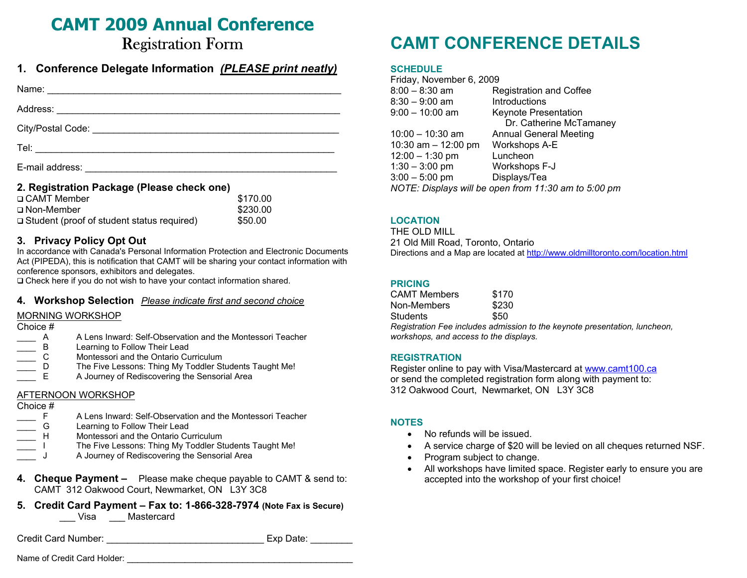# CAMT 2009 Annual Conference

## Registration Form

### 1. Conference Delegate Information *(PLEASE print neatly)*

Name: ______________________________________________________

Address: ____________________________________________________

City/Postal Code: ____________________________________________

Tel: ________________________________________________________

E-mail address: ______________________________________________

### 2. Registration Package (Please check one)

| | |
|---|---|
| ❑ CAMT Member | $170.00 |
| ❑ Non-Member | $230.00 |
| ❑ Student (proof of student status required) | $50.00 |

### 3. Privacy Policy Opt Out

In accordance with Canada's Personal Information Protection and Electronic Documents Act (PIPEDA), this is notification that CAMT will be sharing your contact information with conference sponsors, exhibitors and delegates.

❑ Check here if you do not wish to have your contact information shared.

### 4. Workshop Selection *Please indicate first and second choice*

MORNING WORKSHOP

Choice #

- ____ A A Lens Inward: Self-Observation and the Montessori Teacher
- ____ B Learning to Follow Their Lead
- ____ C Montessori and the Ontario Curriculum
- ____ D The Five Lessons: Thing My Toddler Students Taught Me!
- ____ E A Journey of Rediscovering the Sensorial Area

AFTERNOON WORKSHOP

Choice #

- ____ F A Lens Inward: Self-Observation and the Montessori Teacher
- ____ G Learning to Follow Their Lead
- ____ H Montessori and the Ontario Curriculum
- ____ I The Five Lessons: Thing My Toddler Students Taught Me!
- ____ J A Journey of Rediscovering the Sensorial Area

### 4. Cheque Payment – Please make cheque payable to CAMT & send to:

CAMT 312 Oakwood Court, Newmarket, ON L3Y 3C8

### 5. Credit Card Payment – Fax to: 1-866-328-7974 (Note Fax is Secure)

___ Visa ___ Mastercard

Credit Card Number: _____________________________ Exp Date: ________

Name of Credit Card Holder: ___________________________________________

# CAMT CONFERENCE DETAILS

### SCHEDULE

Friday, November 6, 2009

| | |
|---|---|
| 8:00 – 8:30 am | Registration and Coffee |
| 8:30 – 9:00 am | Introductions |
| 9:00 – 10:00 am | Keynote Presentation<br>Dr. Catherine McTamaney |
| 10:00 – 10:30 am | Annual General Meeting |
| 10:30 am – 12:00 pm | Workshops A-E |
| 12:00 – 1:30 pm | Luncheon |
| 1:30 – 3:00 pm | Workshops F-J |
| 3:00 – 5:00 pm | Displays/Tea |

*NOTE: Displays will be open from 11:30 am to 5:00 pm*

### LOCATION

THE OLD MILL

21 Old Mill Road, Toronto, Ontario

Directions and a Map are located at http://www.oldmilltoronto.com/location.html

### PRICING

| | |
|---|---|
| CAMT Members | $170 |
| Non-Members | $230 |
| Students | $50 |

*Registration Fee includes admission to the keynote presentation, luncheon, workshops, and access to the displays.*

### REGISTRATION

Register online to pay with Visa/Mastercard at www.camt100.ca or send the completed registration form along with payment to:

312 Oakwood Court, Newmarket, ON L3Y 3C8

### NOTES

- No refunds will be issued.
- A service charge of $20 will be levied on all cheques returned NSF.
- Program subject to change.
- All workshops have limited space. Register early to ensure you are accepted into the workshop of your first choice!